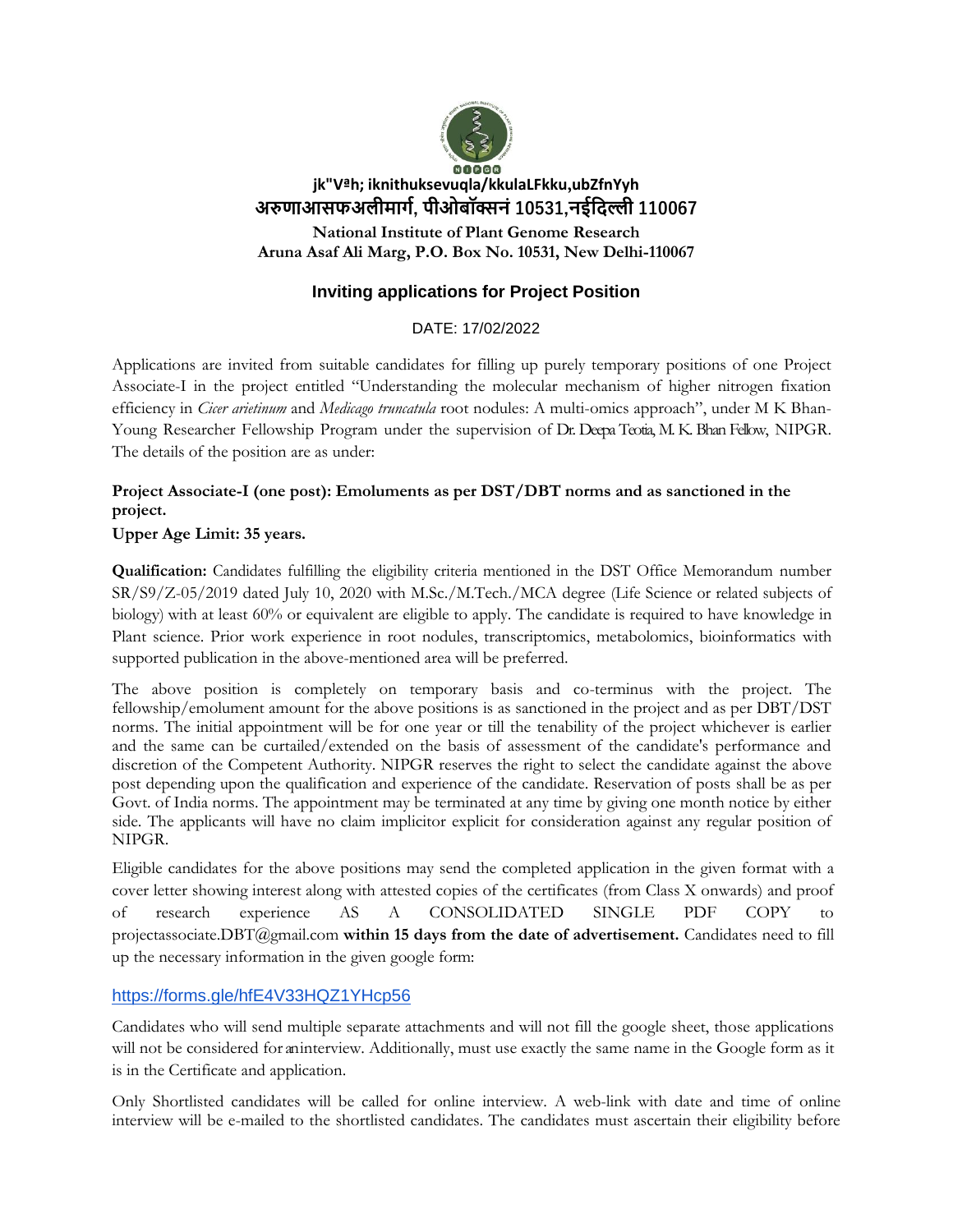jk"Vªh; iknithuksevuqla/kkulaLFkku,ubZfnYyh

अरुणाआसफअलीमार्ग, पीओबॉक्सनं 10531,नईदिल्ली 110067

**National Institute of Plant Genome Research**
**Aruna Asaf Ali Marg, P.O. Box No. 10531, New Delhi-110067**

## Inviting applications for Project Position

DATE: 17/02/2022

Applications are invited from suitable candidates for filling up purely temporary positions of one Project Associate-I in the project entitled "Understanding the molecular mechanism of higher nitrogen fixation efficiency in *Cicer arietinum* and *Medicago truncatula* root nodules: A multi-omics approach", under M K Bhan-Young Researcher Fellowship Program under the supervision of Dr. Deepa Teotia, M. K. Bhan Fellow, NIPGR. The details of the position are as under:

**Project Associate-I (one post): Emoluments as per DST/DBT norms and as sanctioned in the project.**

**Upper Age Limit: 35 years.**

**Qualification:** Candidates fulfilling the eligibility criteria mentioned in the DST Office Memorandum number SR/S9/Z-05/2019 dated July 10, 2020 with M.Sc./M.Tech./MCA degree (Life Science or related subjects of biology) with at least 60% or equivalent are eligible to apply. The candidate is required to have knowledge in Plant science. Prior work experience in root nodules, transcriptomics, metabolomics, bioinformatics with supported publication in the above-mentioned area will be preferred.

The above position is completely on temporary basis and co-terminus with the project. The fellowship/emolument amount for the above positions is as sanctioned in the project and as per DBT/DST norms. The initial appointment will be for one year or till the tenability of the project whichever is earlier and the same can be curtailed/extended on the basis of assessment of the candidate's performance and discretion of the Competent Authority. NIPGR reserves the right to select the candidate against the above post depending upon the qualification and experience of the candidate. Reservation of posts shall be as per Govt. of India norms. The appointment may be terminated at any time by giving one month notice by either side. The applicants will have no claim implicitor explicit for consideration against any regular position of NIPGR.

Eligible candidates for the above positions may send the completed application in the given format with a cover letter showing interest along with attested copies of the certificates (from Class X onwards) and proof of research experience AS A CONSOLIDATED SINGLE PDF COPY to projectassociate.DBT@gmail.com **within 15 days from the date of advertisement.** Candidates need to fill up the necessary information in the given google form:

https://forms.gle/hfE4V33HQZ1YHcp56

Candidates who will send multiple separate attachments and will not fill the google sheet, those applications will not be considered for aninterview. Additionally, must use exactly the same name in the Google form as it is in the Certificate and application.

Only Shortlisted candidates will be called for online interview. A web-link with date and time of online interview will be e-mailed to the shortlisted candidates. The candidates must ascertain their eligibility before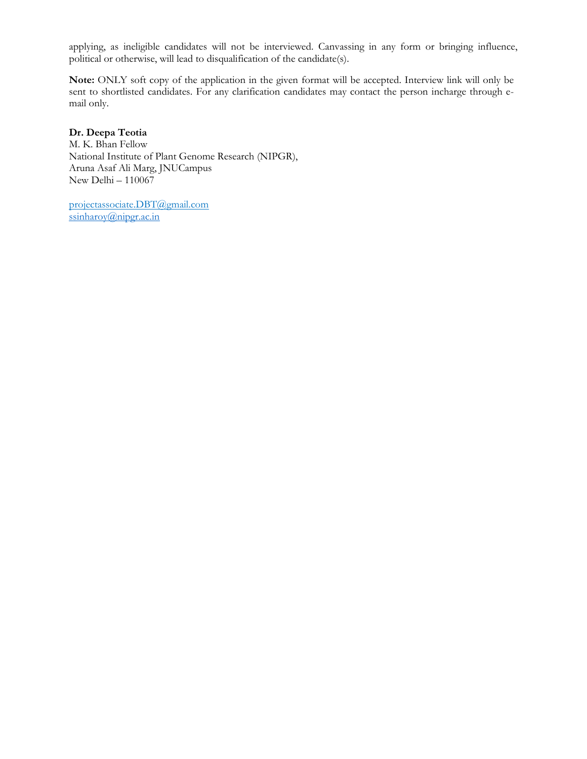applying, as ineligible candidates will not be interviewed. Canvassing in any form or bringing influence, political or otherwise, will lead to disqualification of the candidate(s).

**Note:** ONLY soft copy of the application in the given format will be accepted. Interview link will only be sent to shortlisted candidates. For any clarification candidates may contact the person incharge through e-mail only.

**Dr. Deepa Teotia**
M. K. Bhan Fellow
National Institute of Plant Genome Research (NIPGR),
Aruna Asaf Ali Marg, JNUCampus
New Delhi – 110067

projectassociate.DBT@gmail.com
ssinharoy@nipgr.ac.in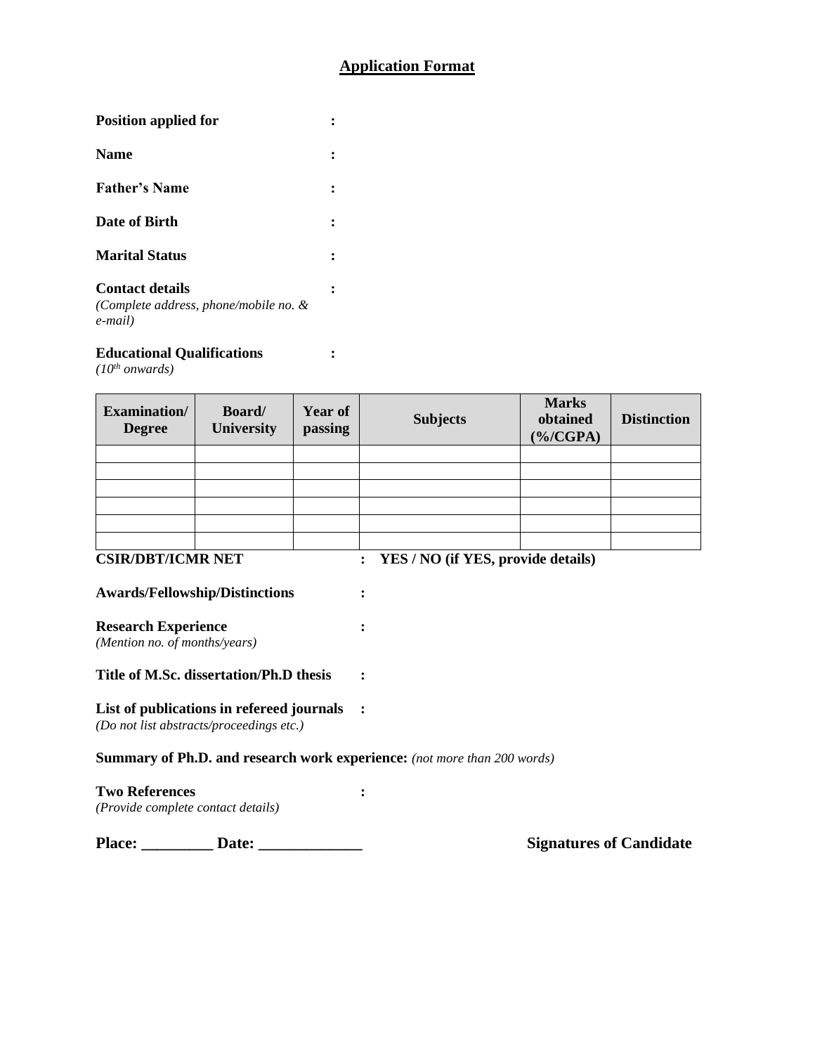## Application Format

**Position applied for** :

**Name** :

**Father's Name** :

**Date of Birth** :

**Marital Status** :

**Contact details** :
*(Complete address, phone/mobile no. & e-mail)*

**Educational Qualifications** :
*(10th onwards)*

| Examination/ Degree | Board/ University | Year of passing | Subjects | Marks obtained (%/CGPA) | Distinction |
|---|---|---|---|---|---|
| | | | | | |
| | | | | | |
| | | | | | |
| | | | | | |
| | | | | | |
| | | | | | |

**CSIR/DBT/ICMR NET** : **YES / NO (if YES, provide details)**

**Awards/Fellowship/Distinctions** :

**Research Experience** :
*(Mention no. of months/years)*

**Title of M.Sc. dissertation/Ph.D thesis** :

**List of publications in refereed journals** :
*(Do not list abstracts/proceedings etc.)*

**Summary of Ph.D. and research work experience:** *(not more than 200 words)*

**Two References** :
*(Provide complete contact details)*

**Place: _________ Date: _____________** **Signatures of Candidate**